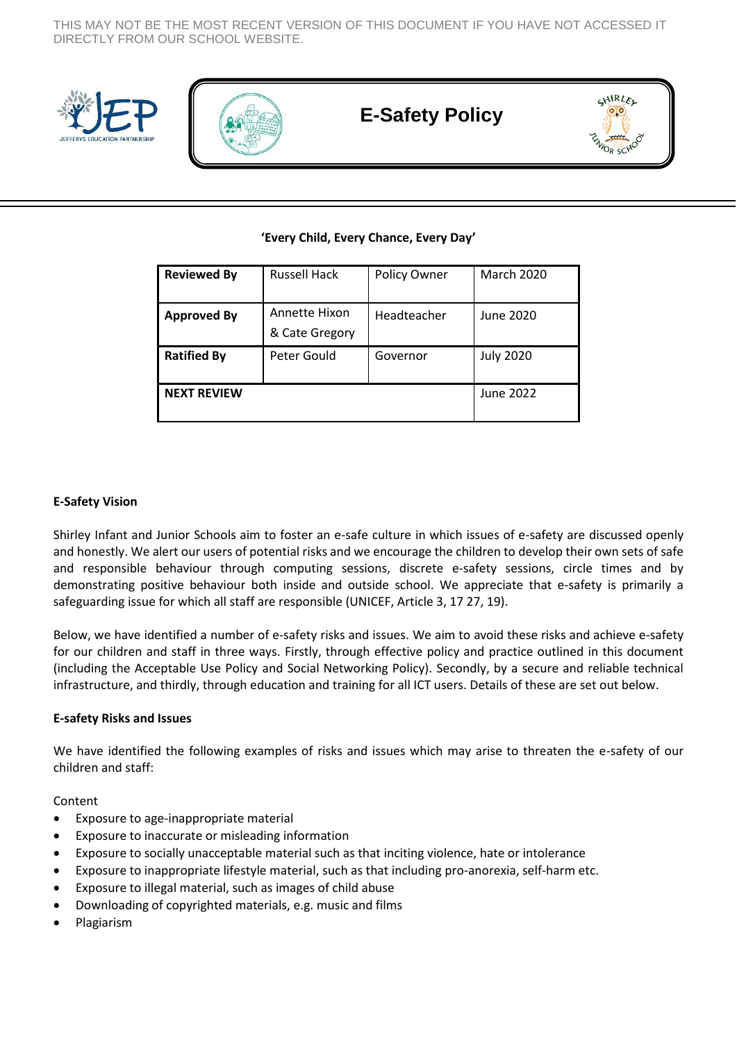THIS MAY NOT BE THE MOST RECENT VERSION OF THIS DOCUMENT IF YOU HAVE NOT ACCESSED IT DIRECTLY FROM OUR SCHOOL WEBSITE.

# E-Safety Policy

**'Every Child, Every Chance, Every Day'**

| **Reviewed By** | Russell Hack | Policy Owner | March 2020 |
|---|---|---|---|
| **Approved By** | Annette Hixon & Cate Gregory | Headteacher | June 2020 |
| **Ratified By** | Peter Gould | Governor | July 2020 |
| **NEXT REVIEW** | | | June 2022 |

**E-Safety Vision**

Shirley Infant and Junior Schools aim to foster an e-safe culture in which issues of e-safety are discussed openly and honestly. We alert our users of potential risks and we encourage the children to develop their own sets of safe and responsible behaviour through computing sessions, discrete e-safety sessions, circle times and by demonstrating positive behaviour both inside and outside school. We appreciate that e-safety is primarily a safeguarding issue for which all staff are responsible (UNICEF, Article 3, 17 27, 19).

Below, we have identified a number of e-safety risks and issues. We aim to avoid these risks and achieve e-safety for our children and staff in three ways. Firstly, through effective policy and practice outlined in this document (including the Acceptable Use Policy and Social Networking Policy). Secondly, by a secure and reliable technical infrastructure, and thirdly, through education and training for all ICT users. Details of these are set out below.

**E-safety Risks and Issues**

We have identified the following examples of risks and issues which may arise to threaten the e-safety of our children and staff:

Content

- Exposure to age-inappropriate material
- Exposure to inaccurate or misleading information
- Exposure to socially unacceptable material such as that inciting violence, hate or intolerance
- Exposure to inappropriate lifestyle material, such as that including pro-anorexia, self-harm etc.
- Exposure to illegal material, such as images of child abuse
- Downloading of copyrighted materials, e.g. music and films
- Plagiarism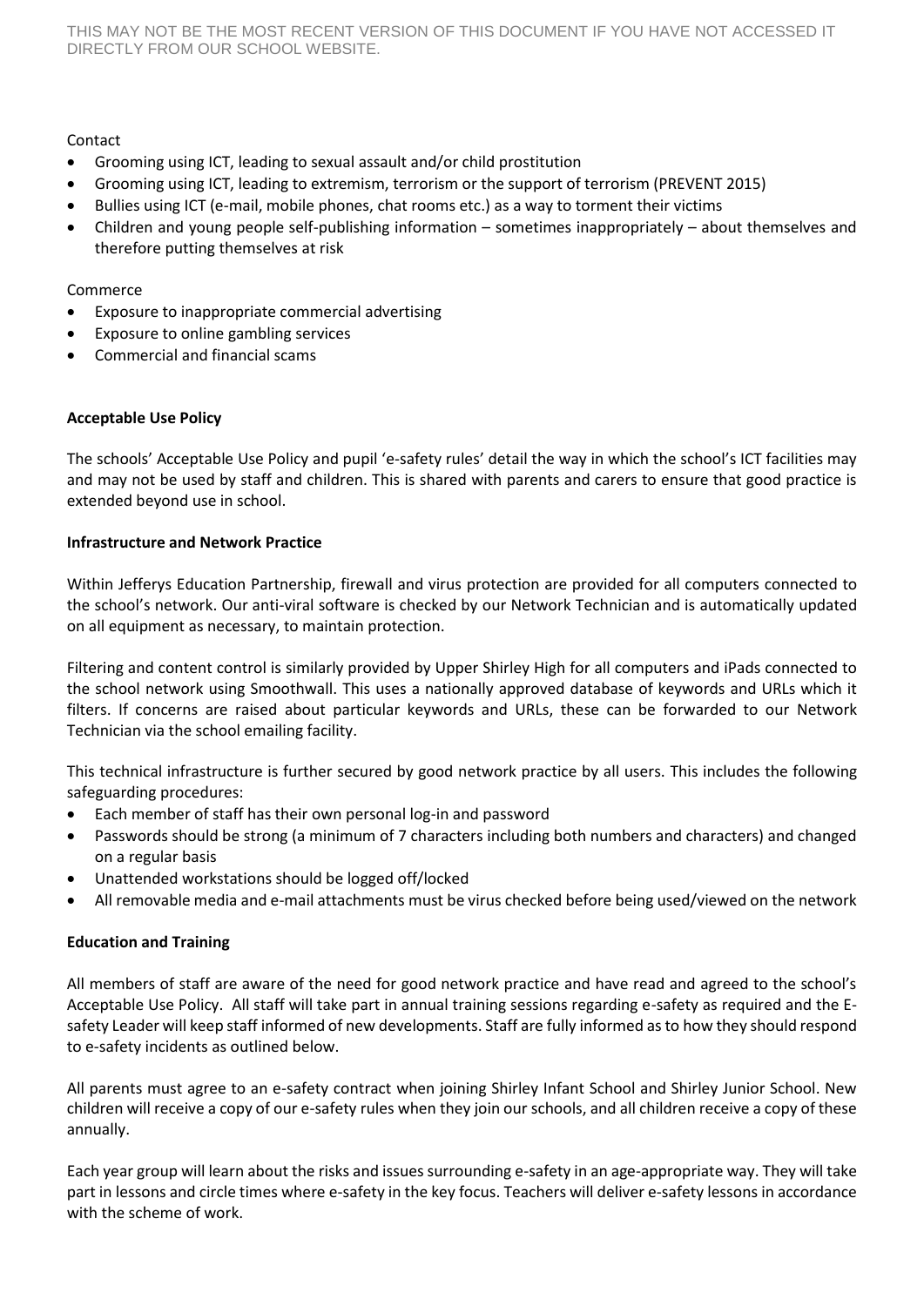Contact

- Grooming using ICT, leading to sexual assault and/or child prostitution
- Grooming using ICT, leading to extremism, terrorism or the support of terrorism (PREVENT 2015)
- Bullies using ICT (e-mail, mobile phones, chat rooms etc.) as a way to torment their victims
- Children and young people self-publishing information – sometimes inappropriately – about themselves and therefore putting themselves at risk

Commerce

- Exposure to inappropriate commercial advertising
- Exposure to online gambling services
- Commercial and financial scams

**Acceptable Use Policy**

The schools' Acceptable Use Policy and pupil 'e-safety rules' detail the way in which the school's ICT facilities may and may not be used by staff and children. This is shared with parents and carers to ensure that good practice is extended beyond use in school.

**Infrastructure and Network Practice**

Within Jefferys Education Partnership, firewall and virus protection are provided for all computers connected to the school's network. Our anti-viral software is checked by our Network Technician and is automatically updated on all equipment as necessary, to maintain protection.

Filtering and content control is similarly provided by Upper Shirley High for all computers and iPads connected to the school network using Smoothwall. This uses a nationally approved database of keywords and URLs which it filters. If concerns are raised about particular keywords and URLs, these can be forwarded to our Network Technician via the school emailing facility.

This technical infrastructure is further secured by good network practice by all users. This includes the following safeguarding procedures:

- Each member of staff has their own personal log-in and password
- Passwords should be strong (a minimum of 7 characters including both numbers and characters) and changed on a regular basis
- Unattended workstations should be logged off/locked
- All removable media and e-mail attachments must be virus checked before being used/viewed on the network

**Education and Training**

All members of staff are aware of the need for good network practice and have read and agreed to the school's Acceptable Use Policy. All staff will take part in annual training sessions regarding e-safety as required and the E-safety Leader will keep staff informed of new developments. Staff are fully informed as to how they should respond to e-safety incidents as outlined below.

All parents must agree to an e-safety contract when joining Shirley Infant School and Shirley Junior School. New children will receive a copy of our e-safety rules when they join our schools, and all children receive a copy of these annually.

Each year group will learn about the risks and issues surrounding e-safety in an age-appropriate way. They will take part in lessons and circle times where e-safety in the key focus. Teachers will deliver e-safety lessons in accordance with the scheme of work.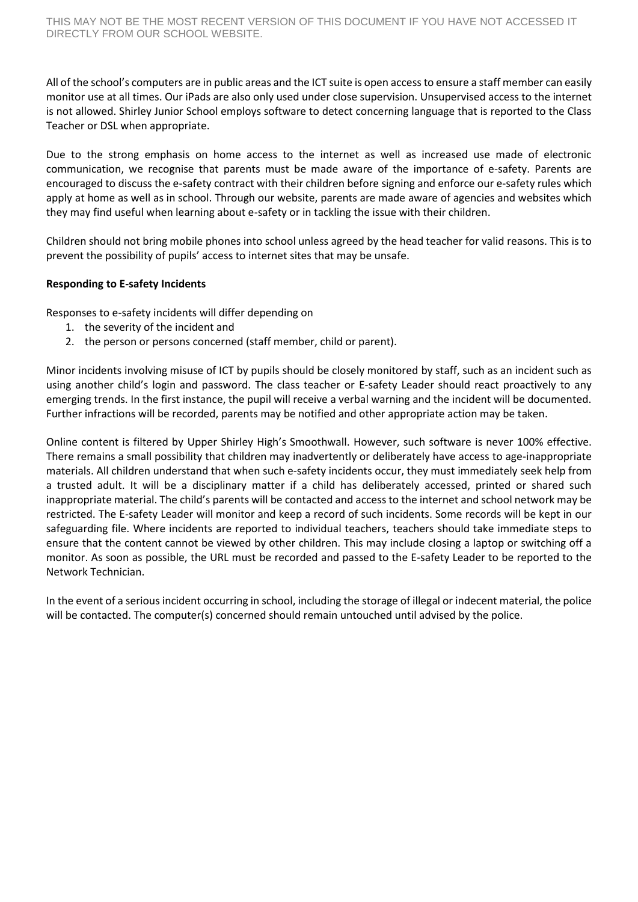All of the school's computers are in public areas and the ICT suite is open access to ensure a staff member can easily monitor use at all times. Our iPads are also only used under close supervision. Unsupervised access to the internet is not allowed. Shirley Junior School employs software to detect concerning language that is reported to the Class Teacher or DSL when appropriate.

Due to the strong emphasis on home access to the internet as well as increased use made of electronic communication, we recognise that parents must be made aware of the importance of e-safety. Parents are encouraged to discuss the e-safety contract with their children before signing and enforce our e-safety rules which apply at home as well as in school. Through our website, parents are made aware of agencies and websites which they may find useful when learning about e-safety or in tackling the issue with their children.

Children should not bring mobile phones into school unless agreed by the head teacher for valid reasons. This is to prevent the possibility of pupils' access to internet sites that may be unsafe.

**Responding to E-safety Incidents**

Responses to e-safety incidents will differ depending on

1. the severity of the incident and
2. the person or persons concerned (staff member, child or parent).

Minor incidents involving misuse of ICT by pupils should be closely monitored by staff, such as an incident such as using another child's login and password. The class teacher or E-safety Leader should react proactively to any emerging trends. In the first instance, the pupil will receive a verbal warning and the incident will be documented. Further infractions will be recorded, parents may be notified and other appropriate action may be taken.

Online content is filtered by Upper Shirley High's Smoothwall. However, such software is never 100% effective. There remains a small possibility that children may inadvertently or deliberately have access to age-inappropriate materials. All children understand that when such e-safety incidents occur, they must immediately seek help from a trusted adult. It will be a disciplinary matter if a child has deliberately accessed, printed or shared such inappropriate material. The child's parents will be contacted and access to the internet and school network may be restricted. The E-safety Leader will monitor and keep a record of such incidents. Some records will be kept in our safeguarding file. Where incidents are reported to individual teachers, teachers should take immediate steps to ensure that the content cannot be viewed by other children. This may include closing a laptop or switching off a monitor. As soon as possible, the URL must be recorded and passed to the E-safety Leader to be reported to the Network Technician.

In the event of a serious incident occurring in school, including the storage of illegal or indecent material, the police will be contacted. The computer(s) concerned should remain untouched until advised by the police.